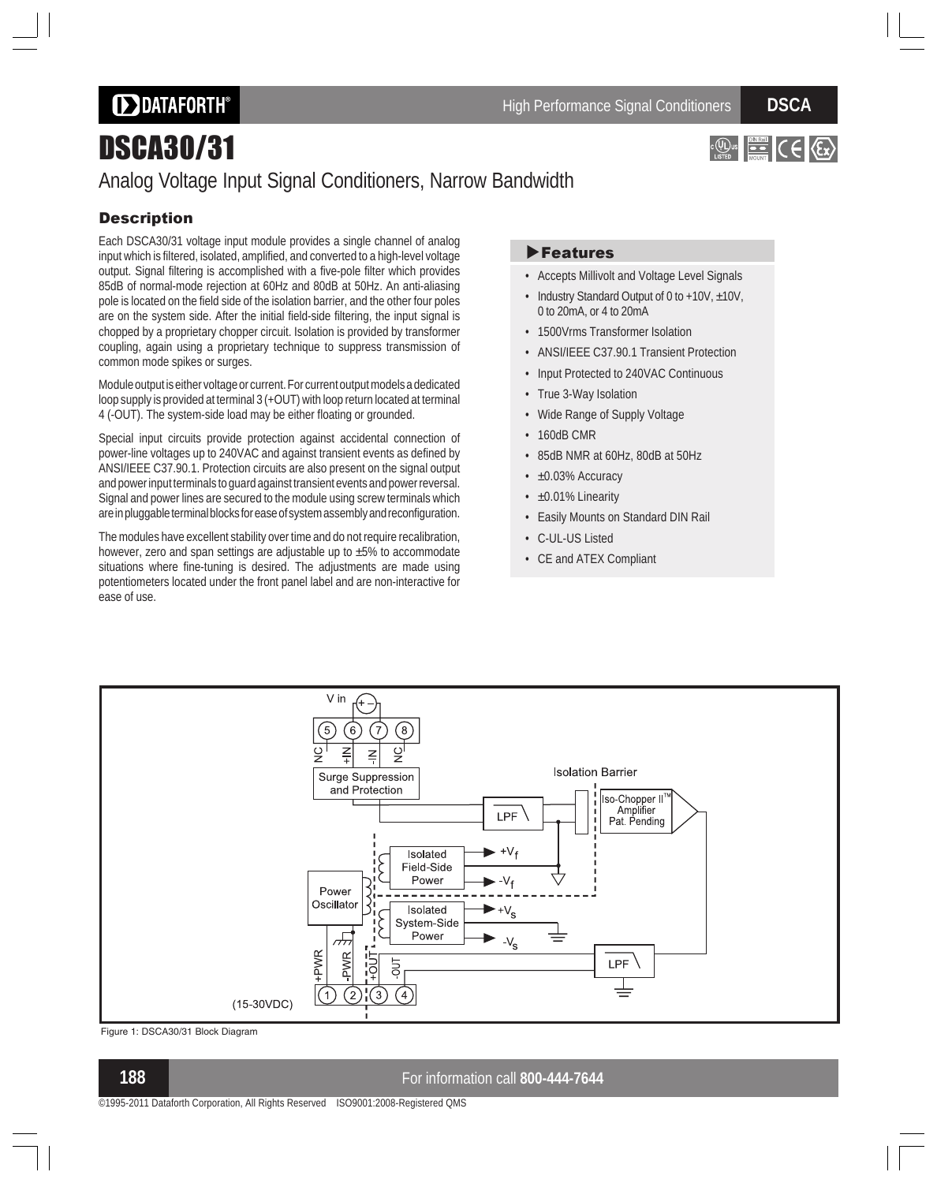# DSCA30/31

## Analog Voltage Input Signal Conditioners, Narrow Bandwidth

### Description

Each DSCA30/31 voltage input module provides a single channel of analog input which is filtered, isolated, amplified, and converted to a high-level voltage output. Signal filtering is accomplished with a five-pole filter which provides 85dB of normal-mode rejection at 60Hz and 80dB at 50Hz. An anti-aliasing pole is located on the field side of the isolation barrier, and the other four poles are on the system side. After the initial field-side filtering, the input signal is chopped by a proprietary chopper circuit. Isolation is provided by transformer coupling, again using a proprietary technique to suppress transmission of common mode spikes or surges.

Module output is either voltage or current. For current output models a dedicated loop supply is provided at terminal 3 (+OUT) with loop return located at terminal 4 (-OUT). The system-side load may be either floating or grounded.

Special input circuits provide protection against accidental connection of power-line voltages up to 240VAC and against transient events as defined by ANSI/IEEE C37.90.1. Protection circuits are also present on the signal output and power input terminals to guard against transient events and power reversal. Signal and power lines are secured to the module using screw terminals which are in pluggable terminal blocks for ease of system assembly and reconfiguration.

The modules have excellent stability over time and do not require recalibration, however, zero and span settings are adjustable up to ±5% to accommodate situations where fine-tuning is desired. The adjustments are made using potentiometers located under the front panel label and are non-interactive for ease of use.

### Features

- Accepts Millivolt and Voltage Level Signals
- Industry Standard Output of 0 to +10V, ±10V, 0 to 20mA, or 4 to 20mA
- 1500Vrms Transformer Isolation
- ANSI/IEEE C37.90.1 Transient Protection
- Input Protected to 240VAC Continuous
- True 3-Way Isolation
- Wide Range of Supply Voltage
- 160dB CMR
- 85dB NMR at 60Hz, 80dB at 50Hz
- ±0.03% Accuracy
- ±0.01% Linearity
- Easily Mounts on Standard DIN Rail
- C-UL-US Listed
- CE and ATEX Compliant

Figure 1: DSCA30/31 Block Diagram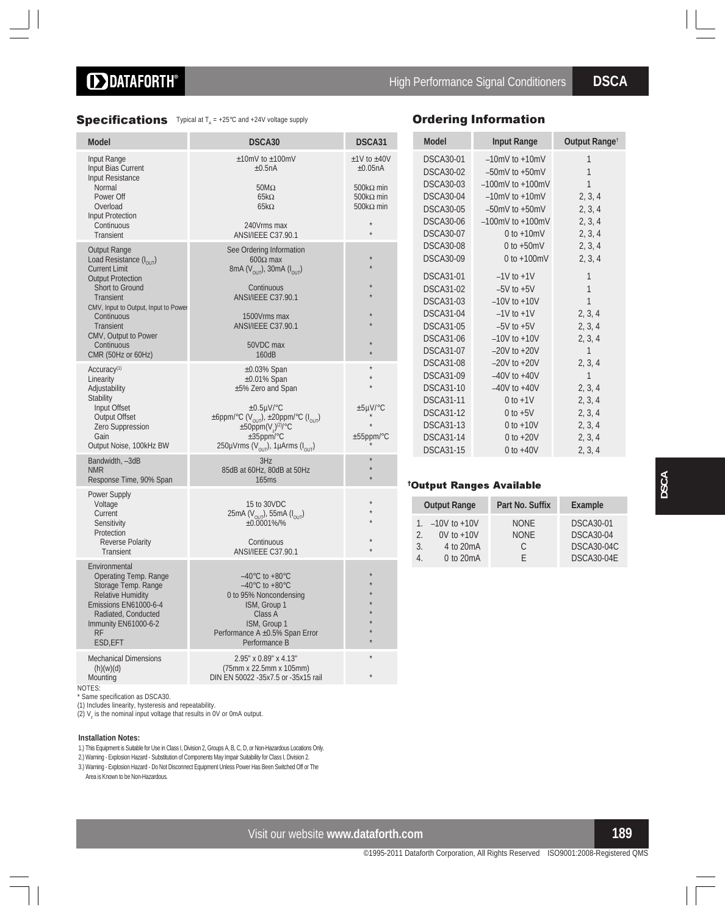## Specifications

Typical at $T_A$ = +25°C and +24V voltage supply

| Model | DSCA30 | DSCA31 |
|---|---|---|
| Input Range | ±10mV to ±100mV | ±1V to ±40V |
| Input Bias Current | ±0.5nA | ±0.05nA |
| Input Resistance | | |
| Normal | 50MΩ | 500kΩ min |
| Power Off | 65kΩ | 500kΩ min |
| Overload | 65kΩ | 500kΩ min |
| Input Protection | | |
| Continuous | 240Vrms max | * |
| Transient | ANSI/IEEE C37.90.1 | * |
| Output Range | See Ordering Information | |
| Load Resistance ($I_{OUT}$) | 600Ω max | * |
| Current Limit | 8mA ($V_{OUT}$), 30mA ($I_{OUT}$) | * |
| Output Protection | | |
| Short to Ground | Continuous | * |
| Transient | ANSI/IEEE C37.90.1 | * |
| CMV, Input to Output, Input to Power | | |
| Continuous | 1500Vrms max | * |
| Transient | ANSI/IEEE C37.90.1 | * |
| CMV, Output to Power | | |
| Continuous | 50VDC max | * |
| CMR (50Hz or 60Hz) | 160dB | * |
| Accuracy(1) | ±0.03% Span | * |
| Linearity | ±0.01% Span | * |
| Adjustability | ±5% Zero and Span | * |
| Stability | | |
| Input Offset | ±0.5µV/°C | ±5µV/°C |
| Output Offset | ±6ppm/°C ($V_{OUT}$), ±20ppm/°C ($I_{OUT}$) | * |
| Zero Suppression | ±50ppm($V_z$)(2)/°C | * |
| Gain | ±35ppm/°C | ±55ppm/°C |
| Output Noise, 100kHz BW | 250µVrms ($V_{OUT}$), 1µArms ($I_{OUT}$) | * |
| Bandwidth, –3dB | 3Hz | * |
| NMR | 85dB at 60Hz, 80dB at 50Hz | * |
| Response Time, 90% Span | 165ms | * |
| Power Supply | | |
| Voltage | 15 to 30VDC | * |
| Current | 25mA ($V_{OUT}$), 55mA ($I_{OUT}$) | * |
| Sensitivity | ±0.0001%/% | * |
| Protection | | |
| Reverse Polarity | Continuous | * |
| Transient | ANSI/IEEE C37.90.1 | * |
| Environmental | | |
| Operating Temp. Range | –40°C to +80°C | * |
| Storage Temp. Range | –40°C to +80°C | * |
| Relative Humidity | 0 to 95% Noncondensing | * |
| Emissions EN61000-6-4 | ISM, Group 1 | * |
| Radiated, Conducted | Class A | * |
| Immunity EN61000-6-2 | ISM, Group 1 | * |
| RF | Performance A ±0.5% Span Error | * |
| ESD,EFT | Performance B | * |
| Mechanical Dimensions (h)(w)(d) | 2.95" x 0.89" x 4.13" (75mm x 22.5mm x 105mm) | * |
| Mounting | DIN EN 50022 -35x7.5 or -35x15 rail | * |

NOTES:
* Same specification as DSCA30.
(1) Includes linearity, hysteresis and repeatability.
(2) $V_z$ is the nominal input voltage that results in 0V or 0mA output.

**Installation Notes:**

1.) This Equipment is Suitable for Use in Class I, Division 2, Groups A, B, C, D, or Non-Hazardous Locations Only.
2.) Warning - Explosion Hazard - Substitution of Components May Impair Suitability for Class I, Division 2.
3.) Warning - Explosion Hazard - Do Not Disconnect Equipment Unless Power Has Been Switched Off or The Area is Known to be Non-Hazardous.

## Ordering Information

| Model | Input Range | Output Range† |
|---|---|---|
| DSCA30-01 | –10mV to +10mV | 1 |
| DSCA30-02 | –50mV to +50mV | 1 |
| DSCA30-03 | –100mV to +100mV | 1 |
| DSCA30-04 | –10mV to +10mV | 2, 3, 4 |
| DSCA30-05 | –50mV to +50mV | 2, 3, 4 |
| DSCA30-06 | –100mV to +100mV | 2, 3, 4 |
| DSCA30-07 | 0 to +10mV | 2, 3, 4 |
| DSCA30-08 | 0 to +50mV | 2, 3, 4 |
| DSCA30-09 | 0 to +100mV | 2, 3, 4 |
| DSCA31-01 | –1V to +1V | 1 |
| DSCA31-02 | –5V to +5V | 1 |
| DSCA31-03 | –10V to +10V | 1 |
| DSCA31-04 | –1V to +1V | 2, 3, 4 |
| DSCA31-05 | –5V to +5V | 2, 3, 4 |
| DSCA31-06 | –10V to +10V | 2, 3, 4 |
| DSCA31-07 | –20V to +20V | 1 |
| DSCA31-08 | –20V to +20V | 2, 3, 4 |
| DSCA31-09 | –40V to +40V | 1 |
| DSCA31-10 | –40V to +40V | 2, 3, 4 |
| DSCA31-11 | 0 to +1V | 2, 3, 4 |
| DSCA31-12 | 0 to +5V | 2, 3, 4 |
| DSCA31-13 | 0 to +10V | 2, 3, 4 |
| DSCA31-14 | 0 to +20V | 2, 3, 4 |
| DSCA31-15 | 0 to +40V | 2, 3, 4 |

### †Output Ranges Available

| Output Range | Part No. Suffix | Example |
|---|---|---|
| 1. –10V to +10V | NONE | DSCA30-01 |
| 2. 0V to +10V | NONE | DSCA30-04 |
| 3. 4 to 20mA | C | DSCA30-04C |
| 4. 0 to 20mA | E | DSCA30-04E |